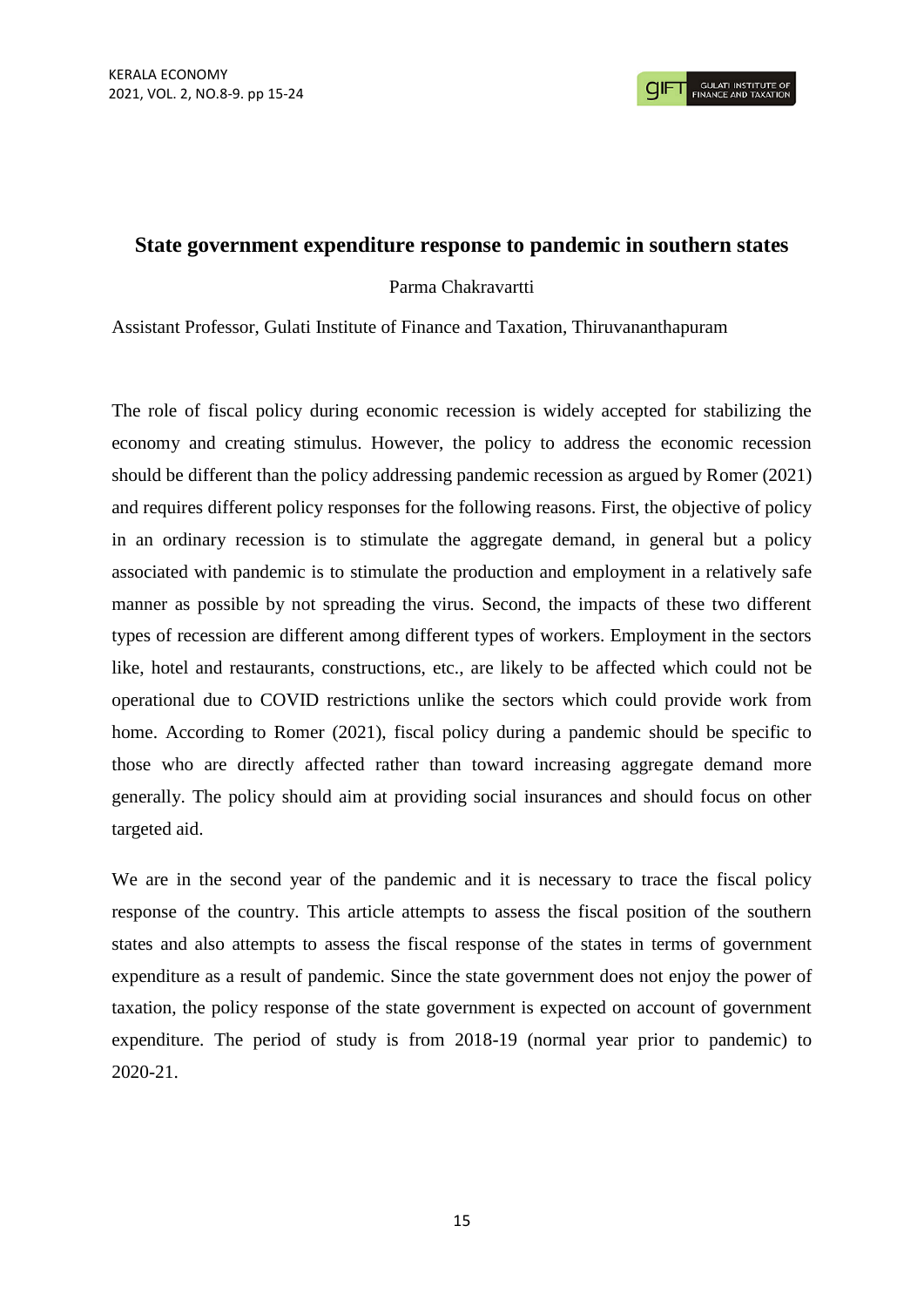# State government expenditure response to pandemic in southern states

Parma Chakravartti

Assistant Professor, Gulati Institute of Finance and Taxation, Thiruvananthapuram

The role of fiscal policy during economic recession is widely accepted for stabilizing the economy and creating stimulus. However, the policy to address the economic recession should be different than the policy addressing pandemic recession as argued by Romer (2021) and requires different policy responses for the following reasons. First, the objective of policy in an ordinary recession is to stimulate the aggregate demand, in general but a policy associated with pandemic is to stimulate the production and employment in a relatively safe manner as possible by not spreading the virus. Second, the impacts of these two different types of recession are different among different types of workers. Employment in the sectors like, hotel and restaurants, constructions, etc., are likely to be affected which could not be operational due to COVID restrictions unlike the sectors which could provide work from home. According to Romer (2021), fiscal policy during a pandemic should be specific to those who are directly affected rather than toward increasing aggregate demand more generally. The policy should aim at providing social insurances and should focus on other targeted aid.

We are in the second year of the pandemic and it is necessary to trace the fiscal policy response of the country. This article attempts to assess the fiscal position of the southern states and also attempts to assess the fiscal response of the states in terms of government expenditure as a result of pandemic. Since the state government does not enjoy the power of taxation, the policy response of the state government is expected on account of government expenditure. The period of study is from 2018-19 (normal year prior to pandemic) to 2020-21.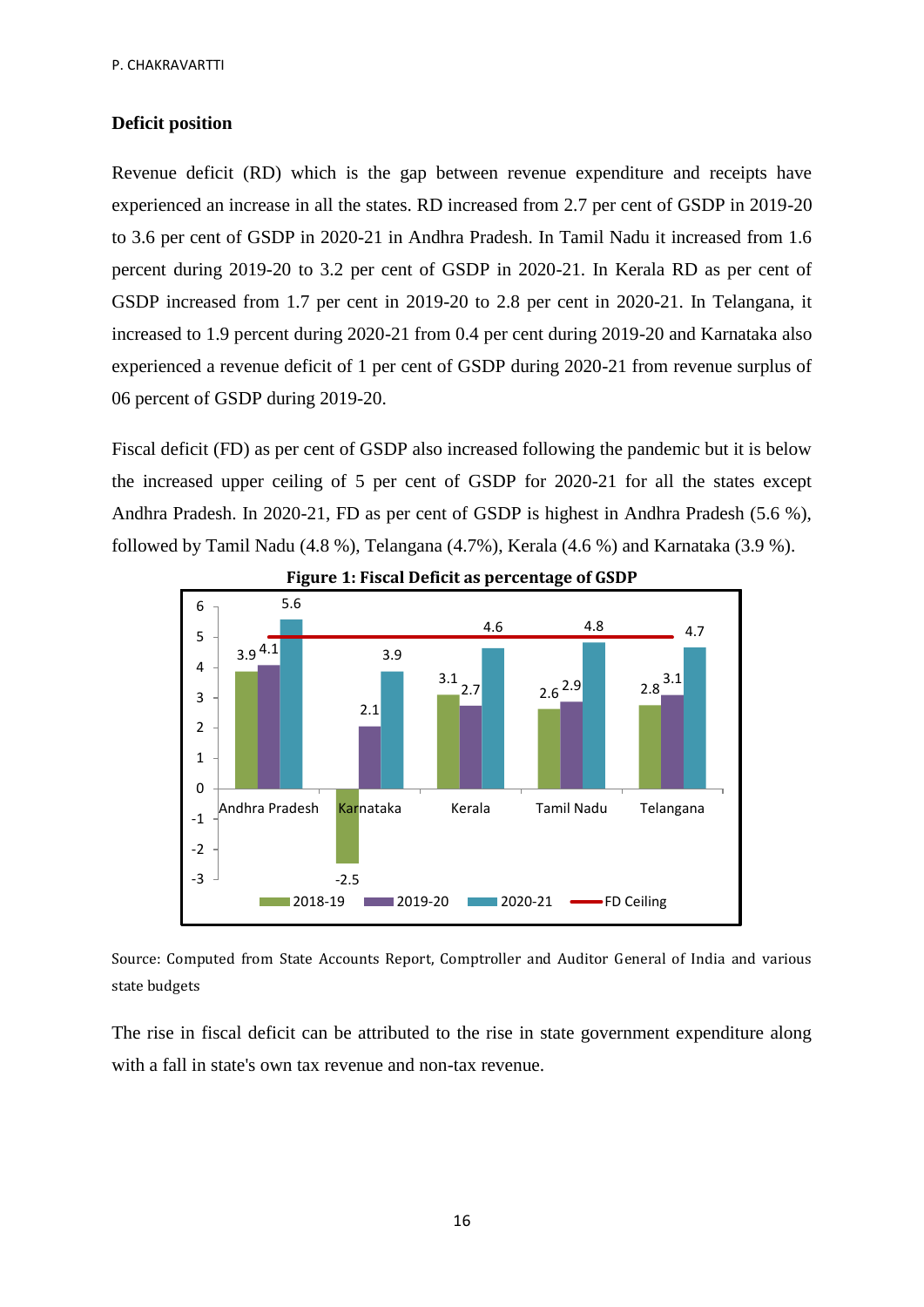**Deficit position**

Revenue deficit (RD) which is the gap between revenue expenditure and receipts have experienced an increase in all the states. RD increased from 2.7 per cent of GSDP in 2019-20 to 3.6 per cent of GSDP in 2020-21 in Andhra Pradesh. In Tamil Nadu it increased from 1.6 percent during 2019-20 to 3.2 per cent of GSDP in 2020-21. In Kerala RD as per cent of GSDP increased from 1.7 per cent in 2019-20 to 2.8 per cent in 2020-21. In Telangana, it increased to 1.9 percent during 2020-21 from 0.4 per cent during 2019-20 and Karnataka also experienced a revenue deficit of 1 per cent of GSDP during 2020-21 from revenue surplus of 06 percent of GSDP during 2019-20.

Fiscal deficit (FD) as per cent of GSDP also increased following the pandemic but it is below the increased upper ceiling of 5 per cent of GSDP for 2020-21 for all the states except Andhra Pradesh. In 2020-21, FD as per cent of GSDP is highest in Andhra Pradesh (5.6 %), followed by Tamil Nadu (4.8 %), Telangana (4.7%), Kerala (4.6 %) and Karnataka (3.9 %).

**Figure 1: Fiscal Deficit as percentage of GSDP**

| State | 2018-19 | 2019-20 | 2020-21 | FD Ceiling |
|---|---|---|---|---|
| Andhra Pradesh | 3.9 | 4.1 | 5.6 | 5 |
| Karnataka | -2.5 | 2.1 | 3.9 | 5 |
| Kerala | 3.1 | 2.7 | 4.6 | 5 |
| Tamil Nadu | 2.6 | 2.9 | 4.8 | 5 |
| Telangana | 2.8 | 3.1 | 4.7 | 5 |

Source: Computed from State Accounts Report, Comptroller and Auditor General of India and various state budgets

The rise in fiscal deficit can be attributed to the rise in state government expenditure along with a fall in state's own tax revenue and non-tax revenue.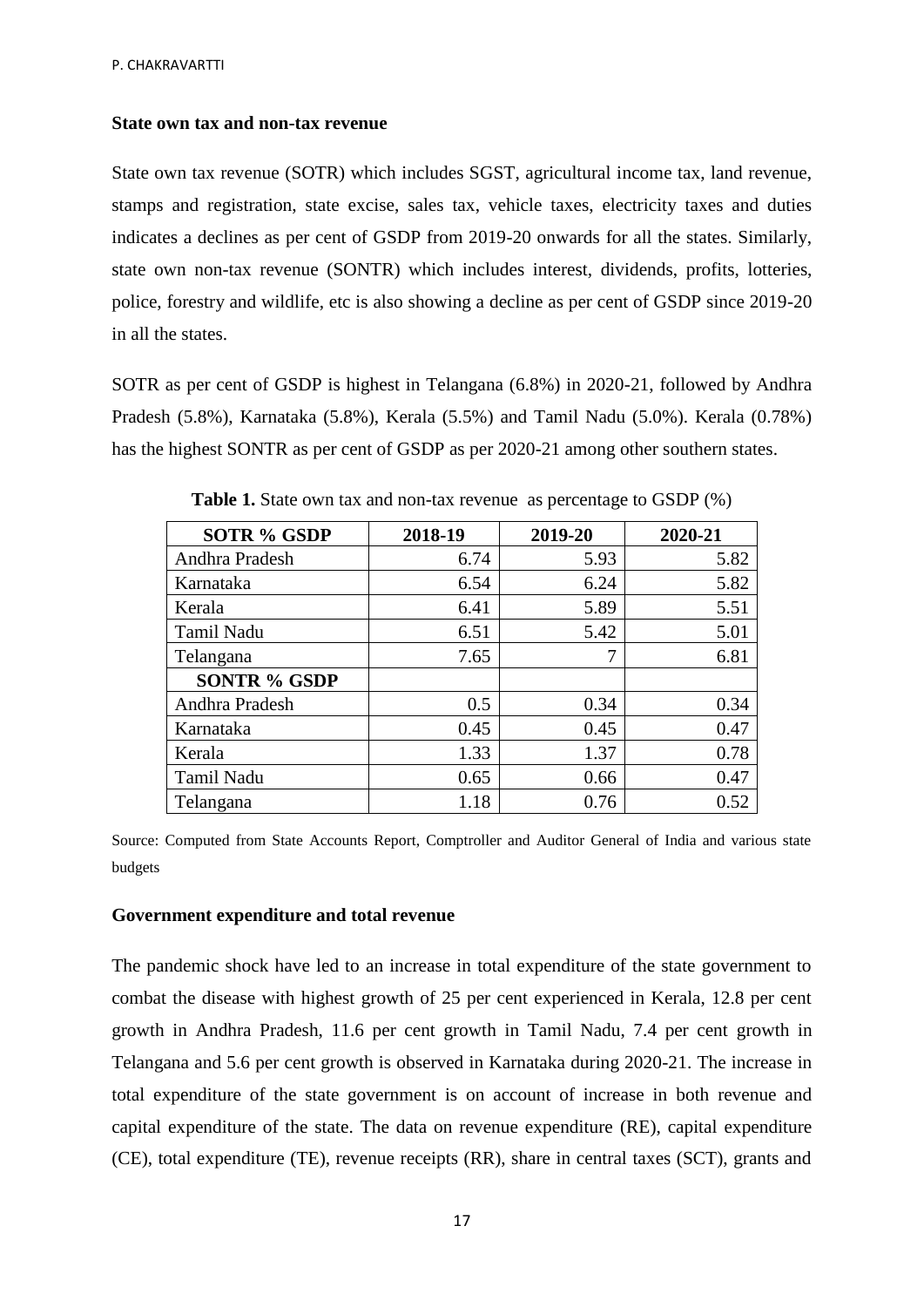### State own tax and non-tax revenue

State own tax revenue (SOTR) which includes SGST, agricultural income tax, land revenue, stamps and registration, state excise, sales tax, vehicle taxes, electricity taxes and duties indicates a declines as per cent of GSDP from 2019-20 onwards for all the states. Similarly, state own non-tax revenue (SONTR) which includes interest, dividends, profits, lotteries, police, forestry and wildlife, etc is also showing a decline as per cent of GSDP since 2019-20 in all the states.

SOTR as per cent of GSDP is highest in Telangana (6.8%) in 2020-21, followed by Andhra Pradesh (5.8%), Karnataka (5.8%), Kerala (5.5%) and Tamil Nadu (5.0%). Kerala (0.78%) has the highest SONTR as per cent of GSDP as per 2020-21 among other southern states.

**Table 1.** State own tax and non-tax revenue as percentage to GSDP (%)

| SOTR % GSDP | 2018-19 | 2019-20 | 2020-21 |
|---|---|---|---|
| Andhra Pradesh | 6.74 | 5.93 | 5.82 |
| Karnataka | 6.54 | 6.24 | 5.82 |
| Kerala | 6.41 | 5.89 | 5.51 |
| Tamil Nadu | 6.51 | 5.42 | 5.01 |
| Telangana | 7.65 | 7 | 6.81 |
| **SONTR % GSDP** | | | |
| Andhra Pradesh | 0.5 | 0.34 | 0.34 |
| Karnataka | 0.45 | 0.45 | 0.47 |
| Kerala | 1.33 | 1.37 | 0.78 |
| Tamil Nadu | 0.65 | 0.66 | 0.47 |
| Telangana | 1.18 | 0.76 | 0.52 |

Source: Computed from State Accounts Report, Comptroller and Auditor General of India and various state budgets

### Government expenditure and total revenue

The pandemic shock have led to an increase in total expenditure of the state government to combat the disease with highest growth of 25 per cent experienced in Kerala, 12.8 per cent growth in Andhra Pradesh, 11.6 per cent growth in Tamil Nadu, 7.4 per cent growth in Telangana and 5.6 per cent growth is observed in Karnataka during 2020-21. The increase in total expenditure of the state government is on account of increase in both revenue and capital expenditure of the state. The data on revenue expenditure (RE), capital expenditure (CE), total expenditure (TE), revenue receipts (RR), share in central taxes (SCT), grants and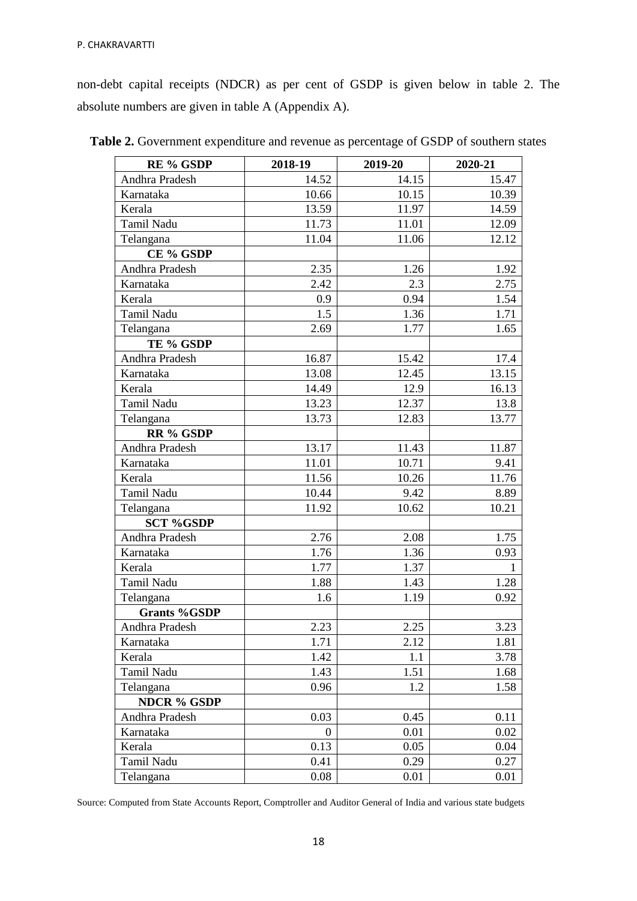non-debt capital receipts (NDCR) as per cent of GSDP is given below in table 2. The absolute numbers are given in table A (Appendix A).

**Table 2.** Government expenditure and revenue as percentage of GSDP of southern states

| RE % GSDP | 2018-19 | 2019-20 | 2020-21 |
|---|---|---|---|
| Andhra Pradesh | 14.52 | 14.15 | 15.47 |
| Karnataka | 10.66 | 10.15 | 10.39 |
| Kerala | 13.59 | 11.97 | 14.59 |
| Tamil Nadu | 11.73 | 11.01 | 12.09 |
| Telangana | 11.04 | 11.06 | 12.12 |
| **CE % GSDP** | | | |
| Andhra Pradesh | 2.35 | 1.26 | 1.92 |
| Karnataka | 2.42 | 2.3 | 2.75 |
| Kerala | 0.9 | 0.94 | 1.54 |
| Tamil Nadu | 1.5 | 1.36 | 1.71 |
| Telangana | 2.69 | 1.77 | 1.65 |
| **TE % GSDP** | | | |
| Andhra Pradesh | 16.87 | 15.42 | 17.4 |
| Karnataka | 13.08 | 12.45 | 13.15 |
| Kerala | 14.49 | 12.9 | 16.13 |
| Tamil Nadu | 13.23 | 12.37 | 13.8 |
| Telangana | 13.73 | 12.83 | 13.77 |
| **RR % GSDP** | | | |
| Andhra Pradesh | 13.17 | 11.43 | 11.87 |
| Karnataka | 11.01 | 10.71 | 9.41 |
| Kerala | 11.56 | 10.26 | 11.76 |
| Tamil Nadu | 10.44 | 9.42 | 8.89 |
| Telangana | 11.92 | 10.62 | 10.21 |
| **SCT %GSDP** | | | |
| Andhra Pradesh | 2.76 | 2.08 | 1.75 |
| Karnataka | 1.76 | 1.36 | 0.93 |
| Kerala | 1.77 | 1.37 | 1 |
| Tamil Nadu | 1.88 | 1.43 | 1.28 |
| Telangana | 1.6 | 1.19 | 0.92 |
| **Grants %GSDP** | | | |
| Andhra Pradesh | 2.23 | 2.25 | 3.23 |
| Karnataka | 1.71 | 2.12 | 1.81 |
| Kerala | 1.42 | 1.1 | 3.78 |
| Tamil Nadu | 1.43 | 1.51 | 1.68 |
| Telangana | 0.96 | 1.2 | 1.58 |
| **NDCR % GSDP** | | | |
| Andhra Pradesh | 0.03 | 0.45 | 0.11 |
| Karnataka | 0 | 0.01 | 0.02 |
| Kerala | 0.13 | 0.05 | 0.04 |
| Tamil Nadu | 0.41 | 0.29 | 0.27 |
| Telangana | 0.08 | 0.01 | 0.01 |

Source: Computed from State Accounts Report, Comptroller and Auditor General of India and various state budgets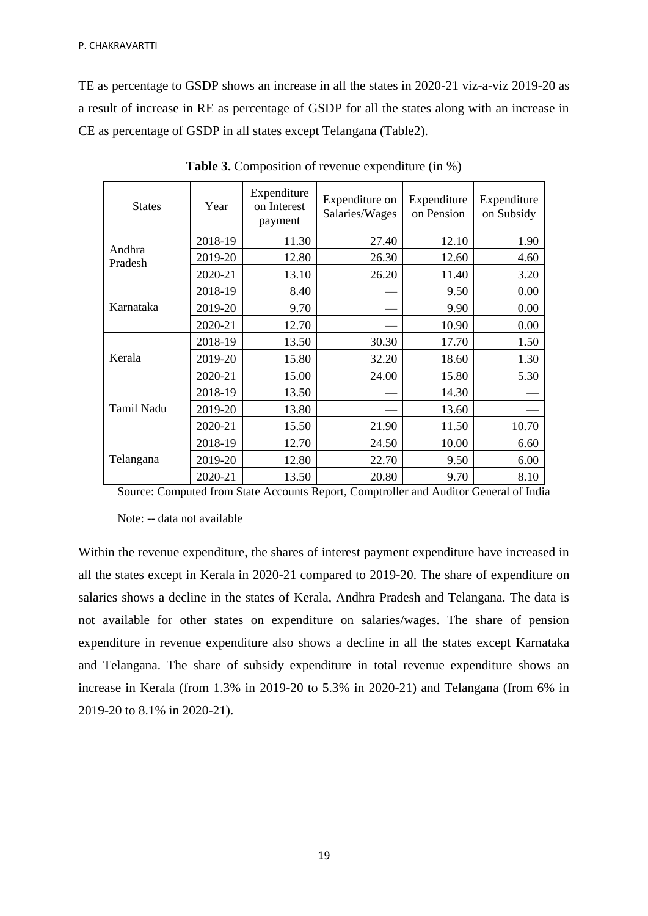TE as percentage to GSDP shows an increase in all the states in 2020-21 viz-a-viz 2019-20 as a result of increase in RE as percentage of GSDP for all the states along with an increase in CE as percentage of GSDP in all states except Telangana (Table2).

**Table 3.** Composition of revenue expenditure (in %)

| States | Year | Expenditure on Interest payment | Expenditure on Salaries/Wages | Expenditure on Pension | Expenditure on Subsidy |
|---|---|---|---|---|---|
| Andhra Pradesh | 2018-19 | 11.30 | 27.40 | 12.10 | 1.90 |
| | 2019-20 | 12.80 | 26.30 | 12.60 | 4.60 |
| | 2020-21 | 13.10 | 26.20 | 11.40 | 3.20 |
| Karnataka | 2018-19 | 8.40 | — | 9.50 | 0.00 |
| | 2019-20 | 9.70 | — | 9.90 | 0.00 |
| | 2020-21 | 12.70 | — | 10.90 | 0.00 |
| Kerala | 2018-19 | 13.50 | 30.30 | 17.70 | 1.50 |
| | 2019-20 | 15.80 | 32.20 | 18.60 | 1.30 |
| | 2020-21 | 15.00 | 24.00 | 15.80 | 5.30 |
| Tamil Nadu | 2018-19 | 13.50 | — | 14.30 | — |
| | 2019-20 | 13.80 | — | 13.60 | — |
| | 2020-21 | 15.50 | 21.90 | 11.50 | 10.70 |
| Telangana | 2018-19 | 12.70 | 24.50 | 10.00 | 6.60 |
| | 2019-20 | 12.80 | 22.70 | 9.50 | 6.00 |
| | 2020-21 | 13.50 | 20.80 | 9.70 | 8.10 |

Source: Computed from State Accounts Report, Comptroller and Auditor General of India

Note: -- data not available

Within the revenue expenditure, the shares of interest payment expenditure have increased in all the states except in Kerala in 2020-21 compared to 2019-20. The share of expenditure on salaries shows a decline in the states of Kerala, Andhra Pradesh and Telangana. The data is not available for other states on expenditure on salaries/wages. The share of pension expenditure in revenue expenditure also shows a decline in all the states except Karnataka and Telangana. The share of subsidy expenditure in total revenue expenditure shows an increase in Kerala (from 1.3% in 2019-20 to 5.3% in 2020-21) and Telangana (from 6% in 2019-20 to 8.1% in 2020-21).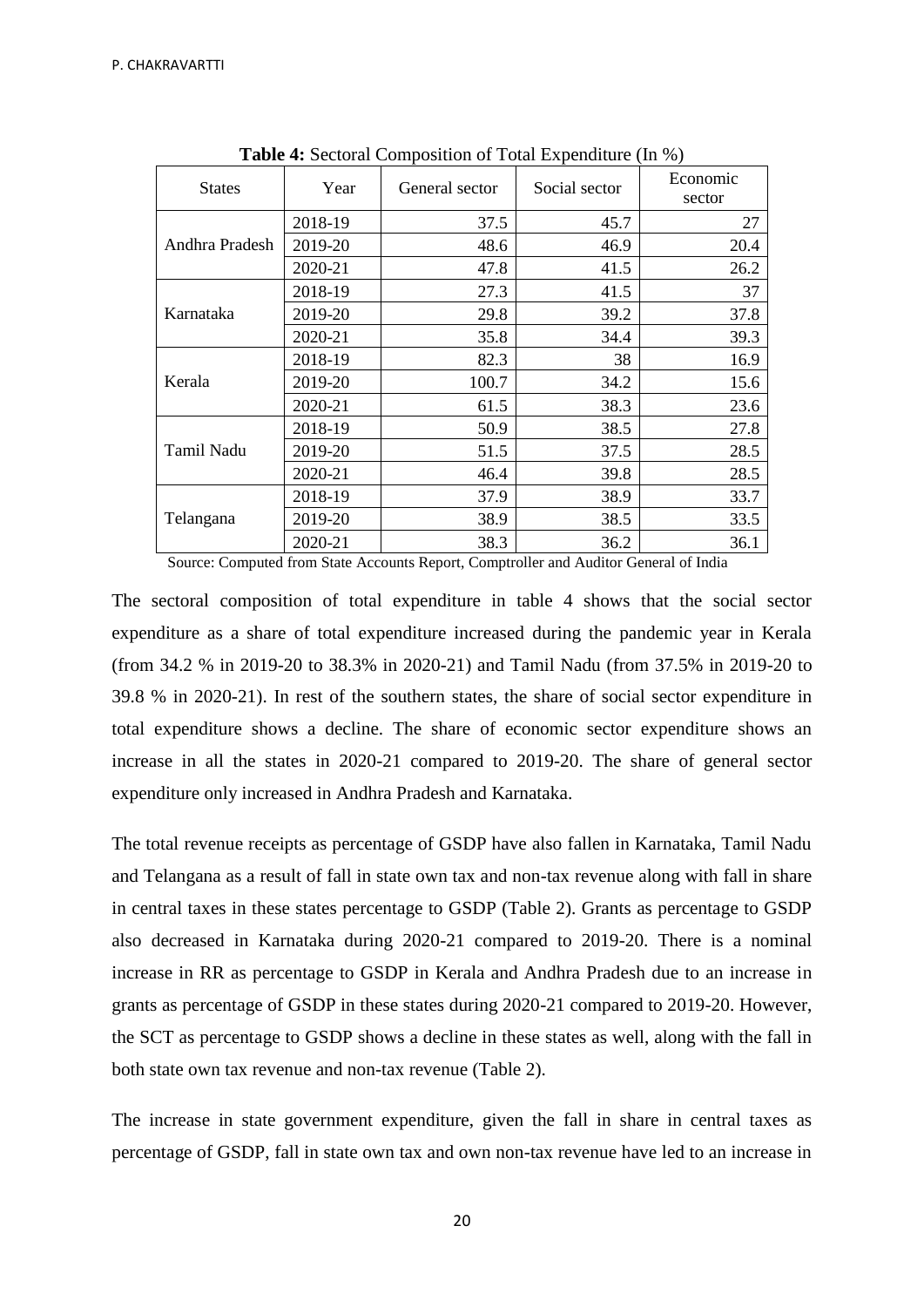**Table 4:** Sectoral Composition of Total Expenditure (In %)

| States | Year | General sector | Social sector | Economic sector |
|---|---|---|---|---|
| Andhra Pradesh | 2018-19 | 37.5 | 45.7 | 27 |
| | 2019-20 | 48.6 | 46.9 | 20.4 |
| | 2020-21 | 47.8 | 41.5 | 26.2 |
| Karnataka | 2018-19 | 27.3 | 41.5 | 37 |
| | 2019-20 | 29.8 | 39.2 | 37.8 |
| | 2020-21 | 35.8 | 34.4 | 39.3 |
| Kerala | 2018-19 | 82.3 | 38 | 16.9 |
| | 2019-20 | 100.7 | 34.2 | 15.6 |
| | 2020-21 | 61.5 | 38.3 | 23.6 |
| Tamil Nadu | 2018-19 | 50.9 | 38.5 | 27.8 |
| | 2019-20 | 51.5 | 37.5 | 28.5 |
| | 2020-21 | 46.4 | 39.8 | 28.5 |
| Telangana | 2018-19 | 37.9 | 38.9 | 33.7 |
| | 2019-20 | 38.9 | 38.5 | 33.5 |
| | 2020-21 | 38.3 | 36.2 | 36.1 |

Source: Computed from State Accounts Report, Comptroller and Auditor General of India

The sectoral composition of total expenditure in table 4 shows that the social sector expenditure as a share of total expenditure increased during the pandemic year in Kerala (from 34.2 % in 2019-20 to 38.3% in 2020-21) and Tamil Nadu (from 37.5% in 2019-20 to 39.8 % in 2020-21). In rest of the southern states, the share of social sector expenditure in total expenditure shows a decline. The share of economic sector expenditure shows an increase in all the states in 2020-21 compared to 2019-20. The share of general sector expenditure only increased in Andhra Pradesh and Karnataka.

The total revenue receipts as percentage of GSDP have also fallen in Karnataka, Tamil Nadu and Telangana as a result of fall in state own tax and non-tax revenue along with fall in share in central taxes in these states percentage to GSDP (Table 2). Grants as percentage to GSDP also decreased in Karnataka during 2020-21 compared to 2019-20. There is a nominal increase in RR as percentage to GSDP in Kerala and Andhra Pradesh due to an increase in grants as percentage of GSDP in these states during 2020-21 compared to 2019-20. However, the SCT as percentage to GSDP shows a decline in these states as well, along with the fall in both state own tax revenue and non-tax revenue (Table 2).

The increase in state government expenditure, given the fall in share in central taxes as percentage of GSDP, fall in state own tax and own non-tax revenue have led to an increase in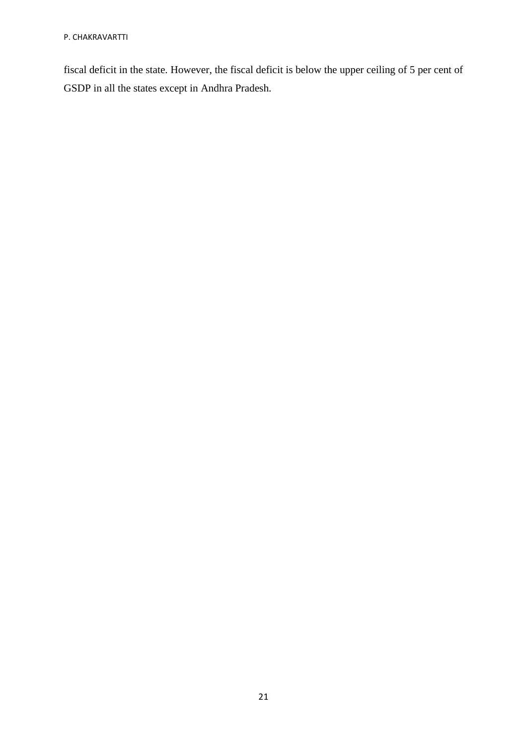fiscal deficit in the state. However, the fiscal deficit is below the upper ceiling of 5 per cent of GSDP in all the states except in Andhra Pradesh.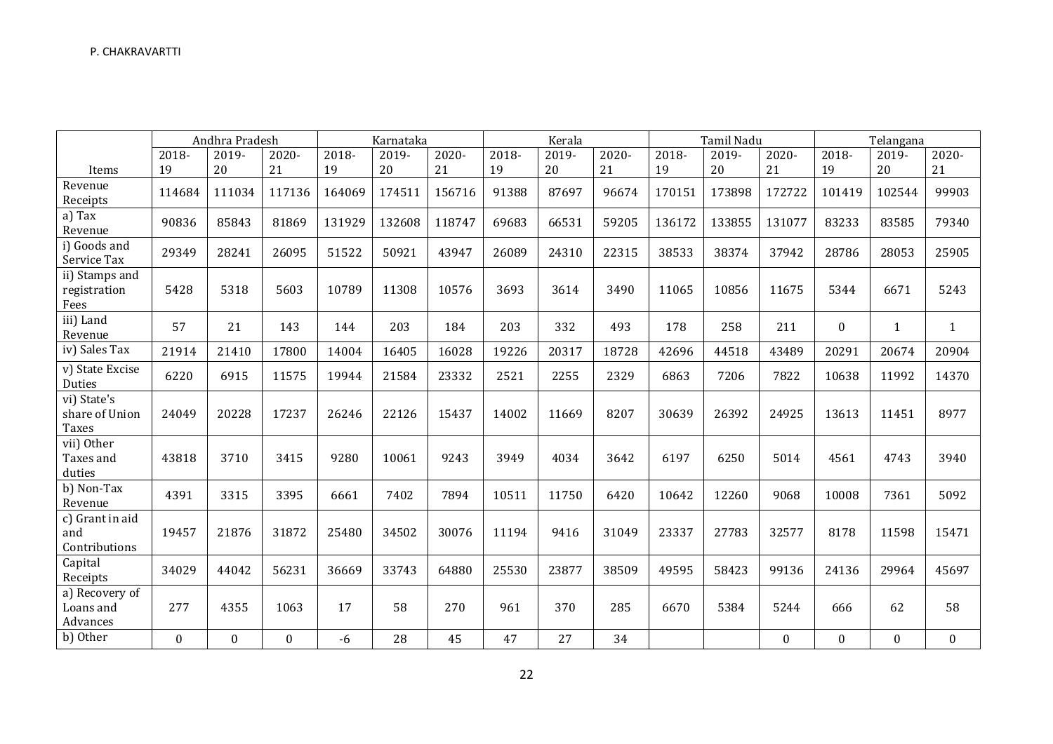| Items | Andhra Pradesh | | | Karnataka | | | Kerala | | | Tamil Nadu | | | Telangana | | |
|---|---|---|---|---|---|---|---|---|---|---|---|---|---|---|---|
| | 2018-19 | 2019-20 | 2020-21 | 2018-19 | 2019-20 | 2020-21 | 2018-19 | 2019-20 | 2020-21 | 2018-19 | 2019-20 | 2020-21 | 2018-19 | 2019-20 | 2020-21 |
| Revenue Receipts | 114684 | 111034 | 117136 | 164069 | 174511 | 156716 | 91388 | 87697 | 96674 | 170151 | 173898 | 172722 | 101419 | 102544 | 99903 |
| a) Tax Revenue | 90836 | 85843 | 81869 | 131929 | 132608 | 118747 | 69683 | 66531 | 59205 | 136172 | 133855 | 131077 | 83233 | 83585 | 79340 |
| i) Goods and Service Tax | 29349 | 28241 | 26095 | 51522 | 50921 | 43947 | 26089 | 24310 | 22315 | 38533 | 38374 | 37942 | 28786 | 28053 | 25905 |
| ii) Stamps and registration Fees | 5428 | 5318 | 5603 | 10789 | 11308 | 10576 | 3693 | 3614 | 3490 | 11065 | 10856 | 11675 | 5344 | 6671 | 5243 |
| iii) Land Revenue | 57 | 21 | 143 | 144 | 203 | 184 | 203 | 332 | 493 | 178 | 258 | 211 | 0 | 1 | 1 |
| iv) Sales Tax | 21914 | 21410 | 17800 | 14004 | 16405 | 16028 | 19226 | 20317 | 18728 | 42696 | 44518 | 43489 | 20291 | 20674 | 20904 |
| v) State Excise Duties | 6220 | 6915 | 11575 | 19944 | 21584 | 23332 | 2521 | 2255 | 2329 | 6863 | 7206 | 7822 | 10638 | 11992 | 14370 |
| vi) State's share of Union Taxes | 24049 | 20228 | 17237 | 26246 | 22126 | 15437 | 14002 | 11669 | 8207 | 30639 | 26392 | 24925 | 13613 | 11451 | 8977 |
| vii) Other Taxes and duties | 43818 | 3710 | 3415 | 9280 | 10061 | 9243 | 3949 | 4034 | 3642 | 6197 | 6250 | 5014 | 4561 | 4743 | 3940 |
| b) Non-Tax Revenue | 4391 | 3315 | 3395 | 6661 | 7402 | 7894 | 10511 | 11750 | 6420 | 10642 | 12260 | 9068 | 10008 | 7361 | 5092 |
| c) Grant in aid and Contributions | 19457 | 21876 | 31872 | 25480 | 34502 | 30076 | 11194 | 9416 | 31049 | 23337 | 27783 | 32577 | 8178 | 11598 | 15471 |
| Capital Receipts | 34029 | 44042 | 56231 | 36669 | 33743 | 64880 | 25530 | 23877 | 38509 | 49595 | 58423 | 99136 | 24136 | 29964 | 45697 |
| a) Recovery of Loans and Advances | 277 | 4355 | 1063 | 17 | 58 | 270 | 961 | 370 | 285 | 6670 | 5384 | 5244 | 666 | 62 | 58 |
| b) Other | 0 | 0 | 0 | -6 | 28 | 45 | 47 | 27 | 34 | | | 0 | 0 | 0 | 0 |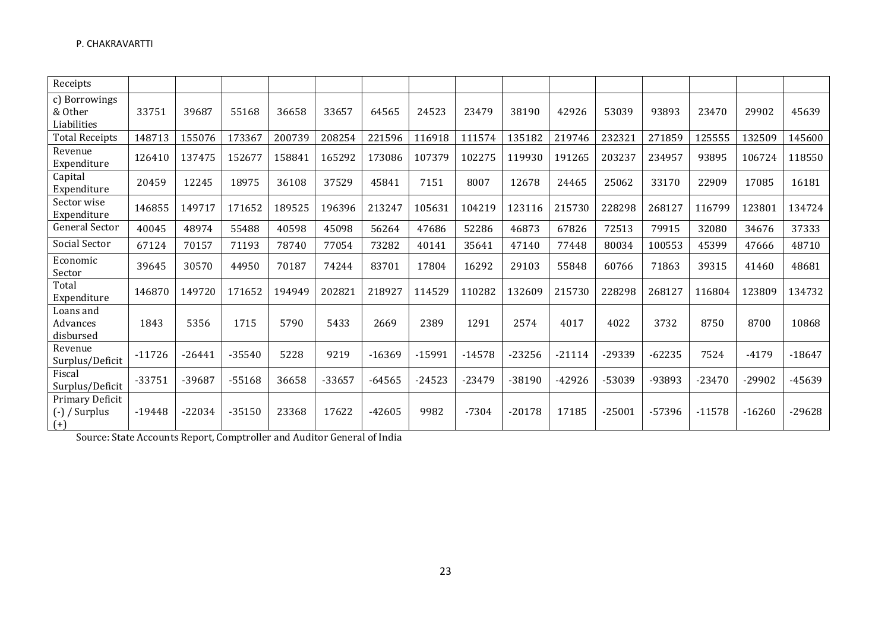| Receipts | | | | | | | | | | | | | | | |
|---|---|---|---|---|---|---|---|---|---|---|---|---|---|---|---|
| c) Borrowings & Other Liabilities | 33751 | 39687 | 55168 | 36658 | 33657 | 64565 | 24523 | 23479 | 38190 | 42926 | 53039 | 93893 | 23470 | 29902 | 45639 |
| Total Receipts | 148713 | 155076 | 173367 | 200739 | 208254 | 221596 | 116918 | 111574 | 135182 | 219746 | 232321 | 271859 | 125555 | 132509 | 145600 |
| Revenue Expenditure | 126410 | 137475 | 152677 | 158841 | 165292 | 173086 | 107379 | 102275 | 119930 | 191265 | 203237 | 234957 | 93895 | 106724 | 118550 |
| Capital Expenditure | 20459 | 12245 | 18975 | 36108 | 37529 | 45841 | 7151 | 8007 | 12678 | 24465 | 25062 | 33170 | 22909 | 17085 | 16181 |
| Sector wise Expenditure | 146855 | 149717 | 171652 | 189525 | 196396 | 213247 | 105631 | 104219 | 123116 | 215730 | 228298 | 268127 | 116799 | 123801 | 134724 |
| General Sector | 40045 | 48974 | 55488 | 40598 | 45098 | 56264 | 47686 | 52286 | 46873 | 67826 | 72513 | 79915 | 32080 | 34676 | 37333 |
| Social Sector | 67124 | 70157 | 71193 | 78740 | 77054 | 73282 | 40141 | 35641 | 47140 | 77448 | 80034 | 100553 | 45399 | 47666 | 48710 |
| Economic Sector | 39645 | 30570 | 44950 | 70187 | 74244 | 83701 | 17804 | 16292 | 29103 | 55848 | 60766 | 71863 | 39315 | 41460 | 48681 |
| Total Expenditure | 146870 | 149720 | 171652 | 194949 | 202821 | 218927 | 114529 | 110282 | 132609 | 215730 | 228298 | 268127 | 116804 | 123809 | 134732 |
| Loans and Advances disbursed | 1843 | 5356 | 1715 | 5790 | 5433 | 2669 | 2389 | 1291 | 2574 | 4017 | 4022 | 3732 | 8750 | 8700 | 10868 |
| Revenue Surplus/Deficit | -11726 | -26441 | -35540 | 5228 | 9219 | -16369 | -15991 | -14578 | -23256 | -21114 | -29339 | -62235 | 7524 | -4179 | -18647 |
| Fiscal Surplus/Deficit | -33751 | -39687 | -55168 | 36658 | -33657 | -64565 | -24523 | -23479 | -38190 | -42926 | -53039 | -93893 | -23470 | -29902 | -45639 |
| Primary Deficit (-) / Surplus (+) | -19448 | -22034 | -35150 | 23368 | 17622 | -42605 | 9982 | -7304 | -20178 | 17185 | -25001 | -57396 | -11578 | -16260 | -29628 |

Source: State Accounts Report, Comptroller and Auditor General of India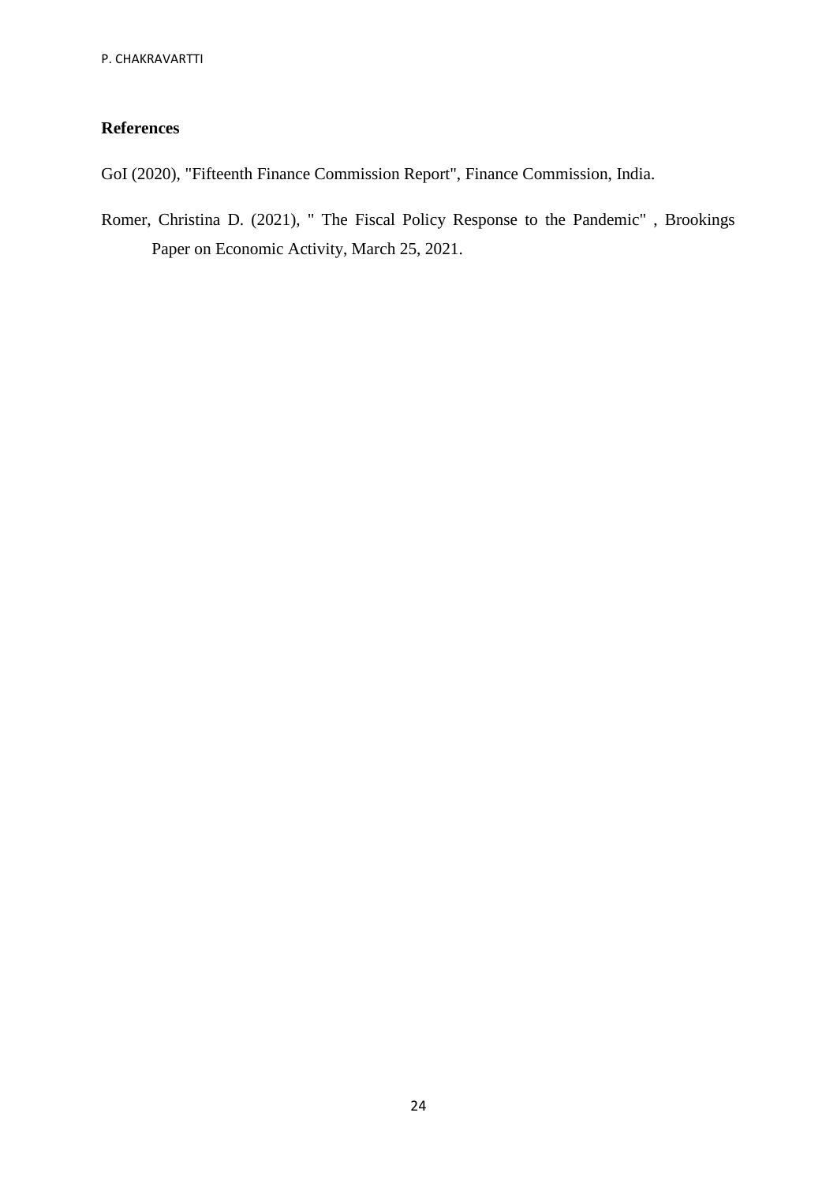## References

GoI (2020), "Fifteenth Finance Commission Report", Finance Commission, India.

Romer, Christina D. (2021), " The Fiscal Policy Response to the Pandemic" , Brookings Paper on Economic Activity, March 25, 2021.